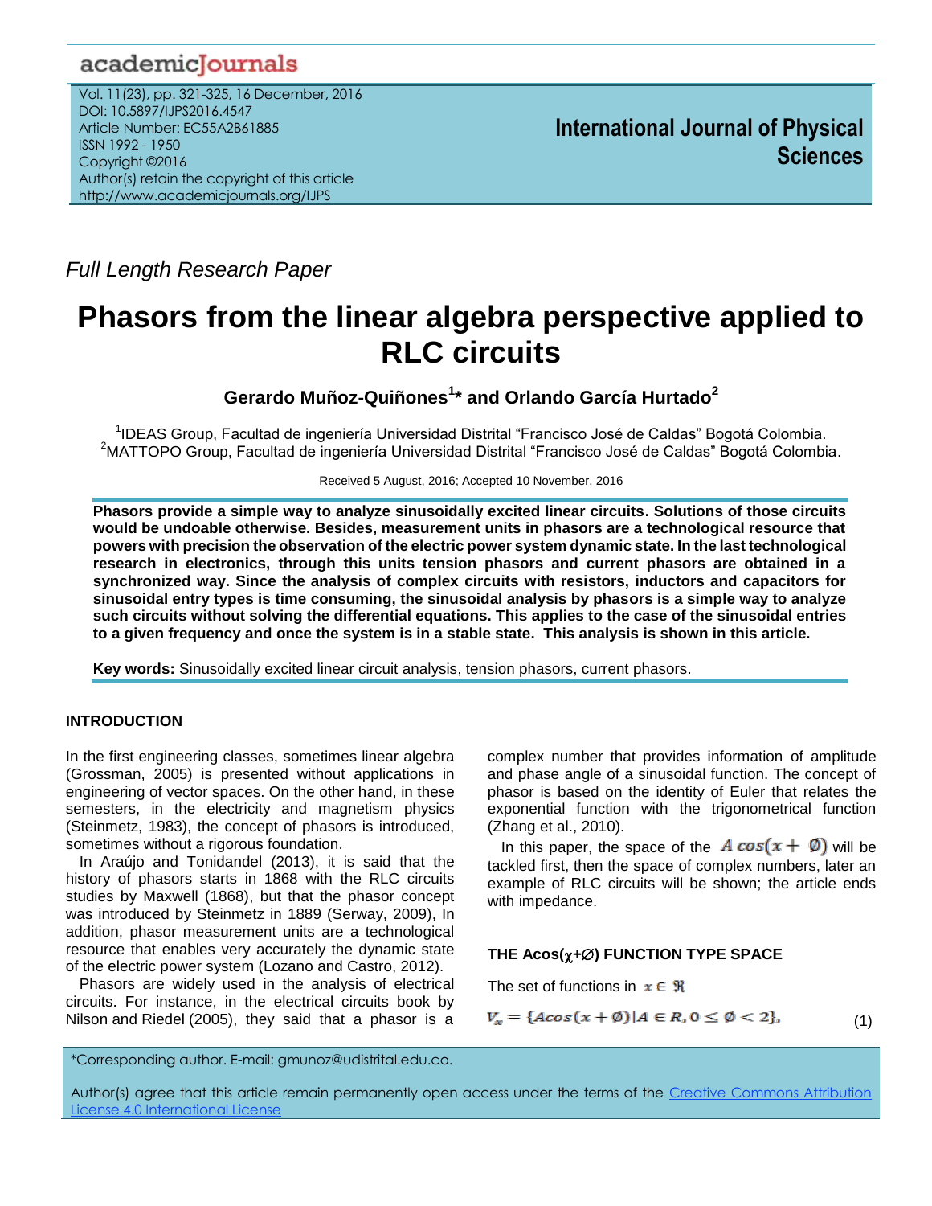# Phasors from the linear algebra perspective applied to RLC circuits

*Full Length Research Paper*

**Gerardo Muñoz-Quiñones[1]* and Orlando García Hurtado[2]**

[1]IDEAS Group, Facultad de ingeniería Universidad Distrital "Francisco José de Caldas" Bogotá Colombia.
[2]MATTOPO Group, Facultad de ingeniería Universidad Distrital "Francisco José de Caldas" Bogotá Colombia.

Received 5 August, 2016; Accepted 10 November, 2016

**Phasors provide a simple way to analyze sinusoidally excited linear circuits. Solutions of those circuits would be undoable otherwise. Besides, measurement units in phasors are a technological resource that powers with precision the observation of the electric power system dynamic state. In the last technological research in electronics, through this units tension phasors and current phasors are obtained in a synchronized way. Since the analysis of complex circuits with resistors, inductors and capacitors for sinusoidal entry types is time consuming, the sinusoidal analysis by phasors is a simple way to analyze such circuits without solving the differential equations. This applies to the case of the sinusoidal entries to a given frequency and once the system is in a stable state. This analysis is shown in this article.**

**Key words:** Sinusoidally excited linear circuit analysis, tension phasors, current phasors.

## INTRODUCTION

In the first engineering classes, sometimes linear algebra (Grossman, 2005) is presented without applications in engineering of vector spaces. On the other hand, in these semesters, in the electricity and magnetism physics (Steinmetz, 1983), the concept of phasors is introduced, sometimes without a rigorous foundation.

In Araújo and Tonidandel (2013), it is said that the history of phasors starts in 1868 with the RLC circuits studies by Maxwell (1868), but that the phasor concept was introduced by Steinmetz in 1889 (Serway, 2009), In addition, phasor measurement units are a technological resource that enables very accurately the dynamic state of the electric power system (Lozano and Castro, 2012).

Phasors are widely used in the analysis of electrical circuits. For instance, in the electrical circuits book by Nilson and Riedel (2005), they said that a phasor is a complex number that provides information of amplitude and phase angle of a sinusoidal function. The concept of phasor is based on the identity of Euler that relates the exponential function with the trigonometrical function (Zhang et al., 2010).

In this paper, the space of the $A\,cos(x+\emptyset)$ will be tackled first, then the space of complex numbers, later an example of RLC circuits will be shown; the article ends with impedance.

## THE Acos(χ+∅) FUNCTION TYPE SPACE

The set of functions in $x \in \Re$

$$V_x = \{Acos(x+\emptyset) | A \in R, 0 \leq \emptyset < 2\}, \tag{1}$$

*Corresponding author. E-mail: gmunoz@udistrital.edu.co.

Author(s) agree that this article remain permanently open access under the terms of the Creative Commons Attribution License 4.0 International License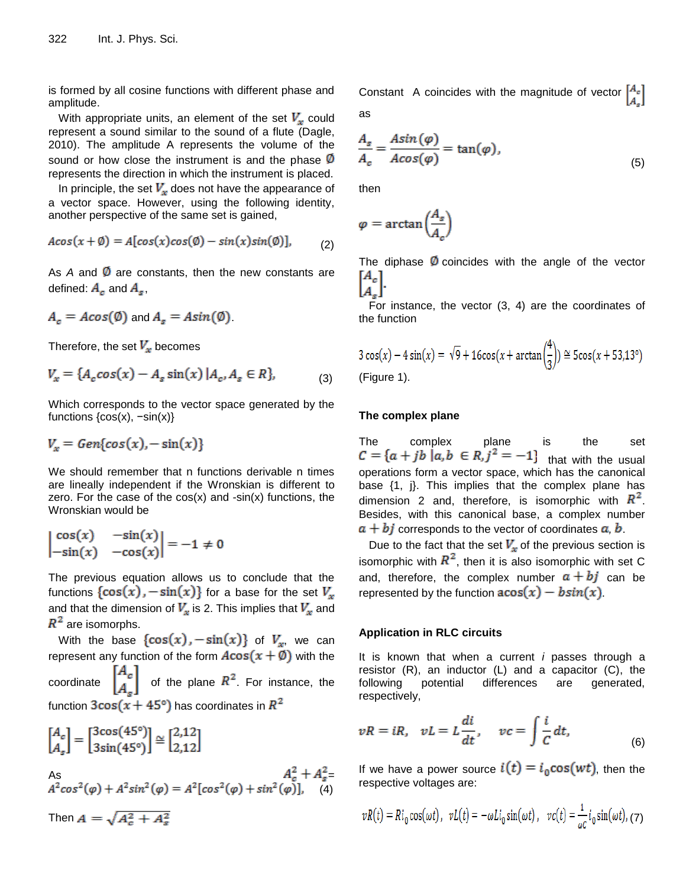is formed by all cosine functions with different phase and amplitude.

With appropriate units, an element of the set $V_x$ could represent a sound similar to the sound of a flute (Dagle, 2010). The amplitude A represents the volume of the sound or how close the instrument is and the phase $\emptyset$ represents the direction in which the instrument is placed.

In principle, the set $V_x$ does not have the appearance of a vector space. However, using the following identity, another perspective of the same set is gained,

$$A\cos(x+\emptyset) = A[\cos(x)\cos(\emptyset) - \sin(x)\sin(\emptyset)], \tag{2}$$

As *A* and $\emptyset$ are constants, then the new constants are defined: $A_c$ and $A_s$,

$A_c = A\cos(\emptyset)$ and $A_s = A\sin(\emptyset)$.

Therefore, the set $V_x$ becomes

$$V_x = \{A_c\cos(x) - A_s\sin(x) \,|A_c, A_s \in R\}, \tag{3}$$

Which corresponds to the vector space generated by the functions {cos(x), −sin(x)}

$$V_x = Gen\{\cos(x), -\sin(x)\}$$

We should remember that n functions derivable n times are lineally independent if the Wronskian is different to zero. For the case of the cos(x) and -sin(x) functions, the Wronskian would be

$$\begin{vmatrix} \cos(x) & -\sin(x) \\ -\sin(x) & -\cos(x) \end{vmatrix} = -1 \neq 0$$

The previous equation allows us to conclude that the functions $\{\cos(x), -\sin(x)\}$ for a base for the set $V_x$ and that the dimension of $V_x$ is 2. This implies that $V_x$ and $R^2$ are isomorphs.

With the base $\{\cos(x), -\sin(x)\}$ of $V_x$, we can represent any function of the form $A\cos(x+\emptyset)$ with the coordinate $\begin{bmatrix} A_c \\ A_s \end{bmatrix}$ of the plane $R^2$. For instance, the function $3\cos(x+45°)$ has coordinates in $R^2$

$$\begin{bmatrix} A_c \\ A_s \end{bmatrix} = \begin{bmatrix} 3\cos(45°) \\ 3\sin(45°) \end{bmatrix} \cong \begin{bmatrix} 2{,}12 \\ 2{,}12 \end{bmatrix}$$

As $A_c^2 + A_s^2 = A^2\cos^2(\varphi) + A^2\sin^2(\varphi) = A^2[\cos^2(\varphi) + \sin^2(\varphi)]$, (4)

Then $A = \sqrt{A_c^2 + A_s^2}$

Constant A coincides with the magnitude of vector $\begin{bmatrix} A_c \\ A_s \end{bmatrix}$ as

$$\frac{A_s}{A_c} = \frac{A\sin(\varphi)}{A\cos(\varphi)} = \tan(\varphi), \tag{5}$$

then

$$\varphi = \arctan\left(\frac{A_s}{A_c}\right)$$

The diphase $\emptyset$ coincides with the angle of the vector $\begin{bmatrix} A_c \\ A_s \end{bmatrix}$.

For instance, the vector (3, 4) are the coordinates of the function

$$3\cos(x) - 4\sin(x) = \sqrt{9+16}\cos\left(x + \arctan\left(\frac{4}{3}\right)\right) \cong 5\cos(x + 53{,}13°)$$

(Figure 1).

### The complex plane

The complex plane is the set $C = \{a + jb \,|a, b \in R, j^2 = -1\}$ that with the usual operations form a vector space, which has the canonical base {1, j}. This implies that the complex plane has dimension 2 and, therefore, is isomorphic with $R^2$. Besides, with this canonical base, a complex number $a + bj$ corresponds to the vector of coordinates $a, b$.

Due to the fact that the set $V_x$ of the previous section is isomorphic with $R^2$, then it is also isomorphic with set C and, therefore, the complex number $a + bj$ can be represented by the function $a\cos(x) - b\sin(x)$.

### Application in RLC circuits

It is known that when a current *i* passes through a resistor (R), an inductor (L) and a capacitor (C), the following potential differences are generated, respectively,

$$vR = iR, \quad vL = L\frac{di}{dt}, \quad vc = \int \frac{i}{C}dt, \tag{6}$$

If we have a power source $i(t) = i_0\cos(wt)$, then the respective voltages are:

$$vR(t) = Ri_0\cos(\omega t), \quad vL(t) = -\omega Li_0\sin(\omega t), \quad vc(t) = \frac{1}{\omega C}i_0\sin(\omega t), \tag{7}$$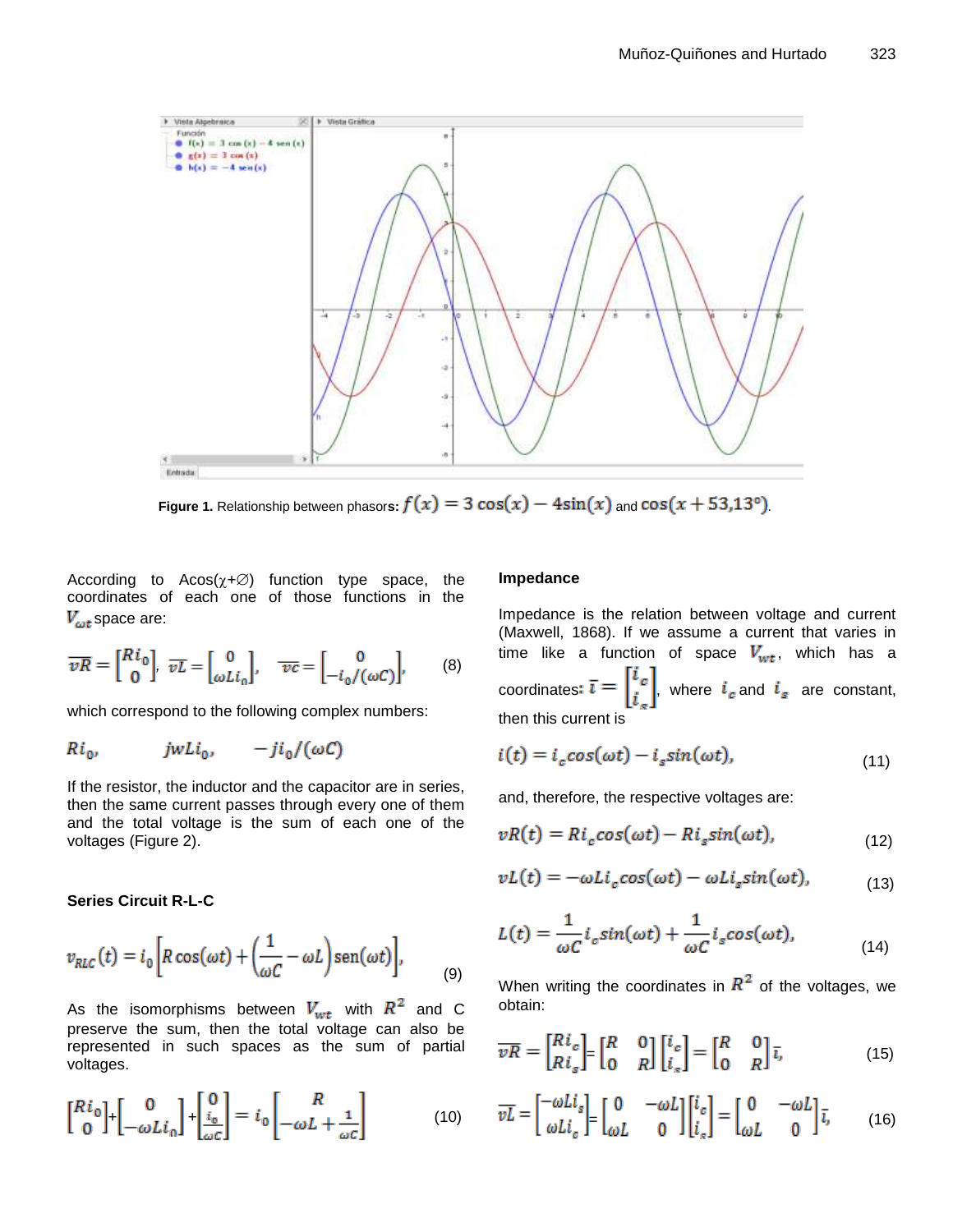Figure 1. Relationship between phasors: $f(x) = 3\cos(x) - 4\sin(x)$ and $\cos(x + 53{,}13°)$.

According to $A\cos(\chi+\varnothing)$ function type space, the coordinates of each one of those functions in the $V_{\omega t}$ space are:

$$\overline{vR} = \begin{bmatrix} Ri_0 \\ 0 \end{bmatrix},\ \overline{vL} = \begin{bmatrix} 0 \\ \omega L i_0 \end{bmatrix},\ \overline{vc} = \begin{bmatrix} 0 \\ -i_0/(\omega C) \end{bmatrix}, \quad (8)$$

which correspond to the following complex numbers:

$$Ri_0, \qquad jwLi_0, \qquad -ji_0/(\omega C)$$

If the resistor, the inductor and the capacitor are in series, then the same current passes through every one of them and the total voltage is the sum of each one of the voltages (Figure 2).

### Series Circuit R-L-C

$$v_{RLC}(t) = i_0\left[R\cos(\omega t) + \left(\frac{1}{\omega C} - \omega L\right)\mathrm{sen}(\omega t)\right], \quad (9)$$

As the isomorphisms between $V_{wt}$ with $R^2$ and C preserve the sum, then the total voltage can also be represented in such spaces as the sum of partial voltages.

$$\begin{bmatrix} Ri_0 \\ 0 \end{bmatrix} + \begin{bmatrix} 0 \\ -\omega L i_0 \end{bmatrix} + \begin{bmatrix} 0 \\ \frac{i_0}{\omega C} \end{bmatrix} = i_0\begin{bmatrix} R \\ -\omega L + \frac{1}{\omega C} \end{bmatrix} \quad (10)$$

### Impedance

Impedance is the relation between voltage and current (Maxwell, 1868). If we assume a current that varies in time like a function of space $V_{wt}$, which has a coordinates: $\bar{\imath} = \begin{bmatrix} i_c \\ i_s \end{bmatrix}$, where $i_c$ and $i_s$ are constant, then this current is

$$i(t) = i_c\cos(\omega t) - i_s\sin(\omega t), \quad (11)$$

and, therefore, the respective voltages are:

$$vR(t) = Ri_c\cos(\omega t) - Ri_s\sin(\omega t), \quad (12)$$

$$vL(t) = -\omega L i_c\cos(\omega t) - \omega L i_s\sin(\omega t), \quad (13)$$

$$L(t) = \frac{1}{\omega C} i_c\sin(\omega t) + \frac{1}{\omega C} i_s\cos(\omega t), \quad (14)$$

When writing the coordinates in $R^2$ of the voltages, we obtain:

$$\overline{vR} = \begin{bmatrix} Ri_c \\ Ri_s \end{bmatrix} = \begin{bmatrix} R & 0 \\ 0 & R \end{bmatrix}\begin{bmatrix} i_c \\ i_s \end{bmatrix} = \begin{bmatrix} R & 0 \\ 0 & R \end{bmatrix}\bar{\imath}, \quad (15)$$

$$\overline{vL} = \begin{bmatrix} -\omega L i_s \\ \omega L i_c \end{bmatrix} = \begin{bmatrix} 0 & -\omega L \\ \omega L & 0 \end{bmatrix}\begin{bmatrix} i_c \\ i_s \end{bmatrix} = \begin{bmatrix} 0 & -\omega L \\ \omega L & 0 \end{bmatrix}\bar{\imath}, \quad (16)$$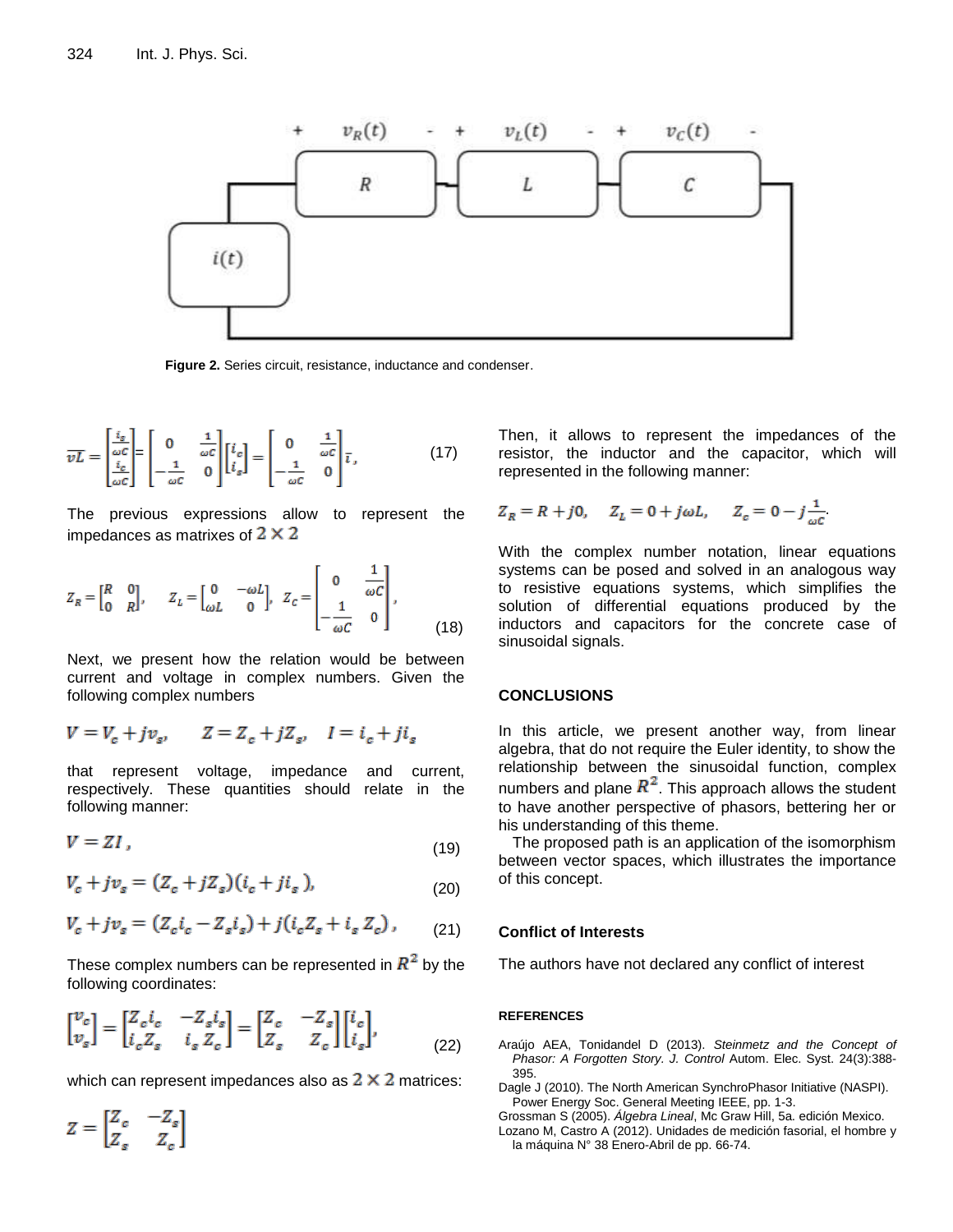Figure 2. Series circuit, resistance, inductance and condenser.

$$\overline{vL} = \begin{bmatrix} \frac{i_s}{\omega C} \\ \frac{i_c}{\omega C} \end{bmatrix} = \begin{bmatrix} 0 & \frac{1}{\omega C} \\ -\frac{1}{\omega C} & 0 \end{bmatrix} \begin{bmatrix} i_c \\ i_s \end{bmatrix} = \begin{bmatrix} 0 & \frac{1}{\omega C} \\ -\frac{1}{\omega C} & 0 \end{bmatrix} \bar{\imath}, \tag{17}$$

The previous expressions allow to represent the impedances as matrixes of $2 \times 2$

$$Z_R = \begin{bmatrix} R & 0 \\ 0 & R \end{bmatrix}, \quad Z_L = \begin{bmatrix} 0 & -\omega L \\ \omega L & 0 \end{bmatrix}, \quad Z_C = \begin{bmatrix} 0 & \frac{1}{\omega C} \\ -\frac{1}{\omega C} & 0 \end{bmatrix}, \tag{18}$$

Next, we present how the relation would be between current and voltage in complex numbers. Given the following complex numbers

$$V = V_c + jv_s, \qquad Z = Z_c + jZ_s, \quad I = i_c + ji_s$$

that represent voltage, impedance and current, respectively. These quantities should relate in the following manner:

$$V = ZI, \tag{19}$$

$$V_c + jv_s = (Z_c + jZ_s)(i_c + ji_s), \tag{20}$$

$$V_c + jv_s = (Z_c i_c - Z_s i_s) + j(i_c Z_s + i_s Z_c), \tag{21}$$

These complex numbers can be represented in $R^2$ by the following coordinates:

$$\begin{bmatrix} v_c \\ v_s \end{bmatrix} = \begin{bmatrix} Z_c i_c & -Z_s i_s \\ i_c Z_s & i_s Z_c \end{bmatrix} = \begin{bmatrix} Z_c & -Z_s \\ Z_s & Z_c \end{bmatrix} \begin{bmatrix} i_c \\ i_s \end{bmatrix}, \tag{22}$$

which can represent impedances also as $2 \times 2$ matrices:

$$Z = \begin{bmatrix} Z_c & -Z_s \\ Z_s & Z_c \end{bmatrix}$$

Then, it allows to represent the impedances of the resistor, the inductor and the capacitor, which will represented in the following manner:

$$Z_R = R + j0, \quad Z_L = 0 + j\omega L, \quad Z_c = 0 - j\frac{1}{\omega C}.$$

With the complex number notation, linear equations systems can be posed and solved in an analogous way to resistive equations systems, which simplifies the solution of differential equations produced by the inductors and capacitors for the concrete case of sinusoidal signals.

## CONCLUSIONS

In this article, we present another way, from linear algebra, that do not require the Euler identity, to show the relationship between the sinusoidal function, complex numbers and plane $R^2$. This approach allows the student to have another perspective of phasors, bettering her or his understanding of this theme.

The proposed path is an application of the isomorphism between vector spaces, which illustrates the importance of this concept.

### Conflict of Interests

The authors have not declared any conflict of interest

### REFERENCES

Araújo AEA, Tonidandel D (2013). *Steinmetz and the Concept of Phasor: A Forgotten Story. J. Control* Autom. Elec. Syst. 24(3):388-395.

Dagle J (2010). The North American SynchroPhasor Initiative (NASPI). Power Energy Soc. General Meeting IEEE, pp. 1-3.

Grossman S (2005). *Álgebra Lineal*, Mc Graw Hill, 5a. edición Mexico.

Lozano M, Castro A (2012). Unidades de medición fasorial, el hombre y la máquina N° 38 Enero-Abril de pp. 66-74.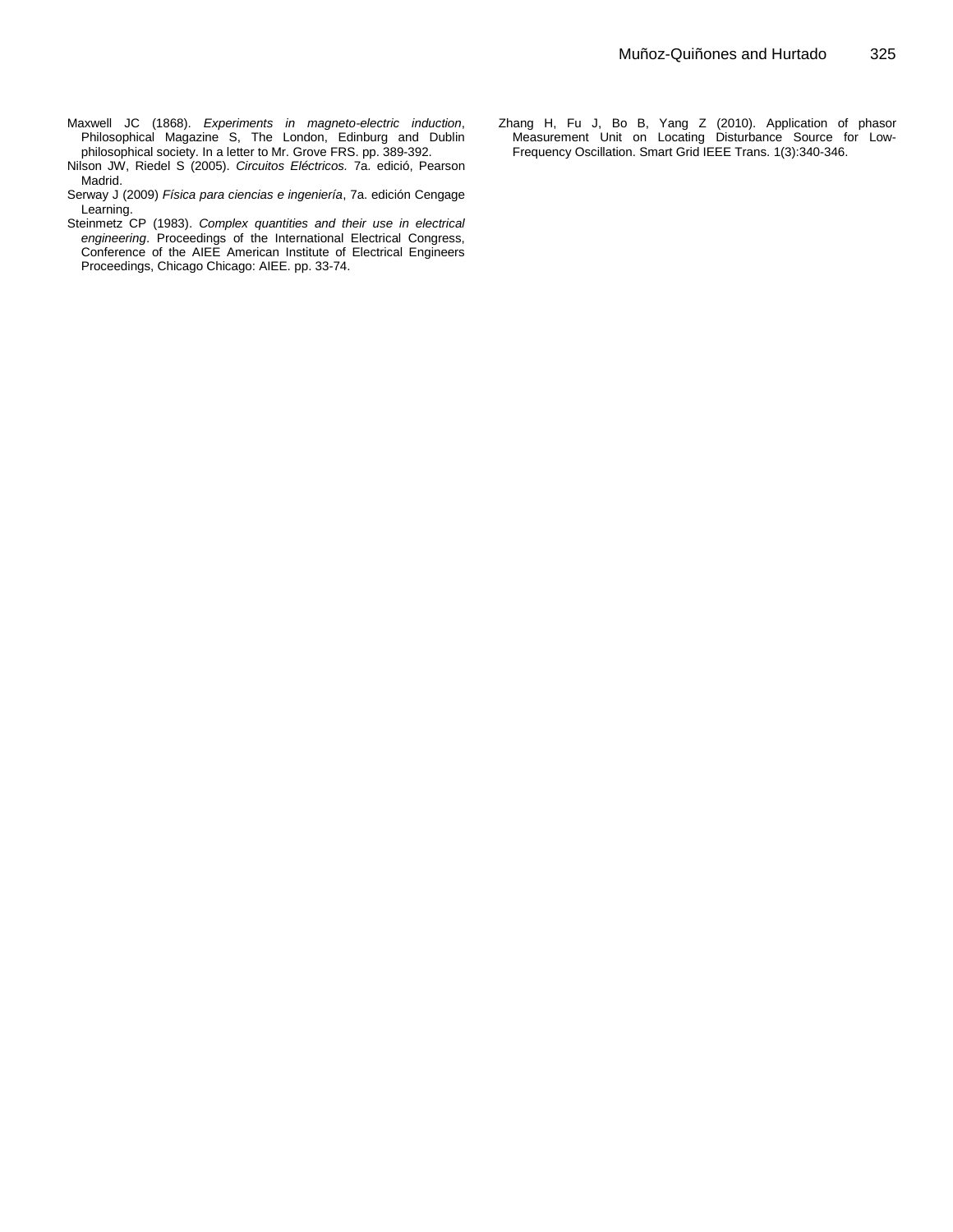Maxwell JC (1868). *Experiments in magneto-electric induction*, Philosophical Magazine S, The London, Edinburg and Dublin philosophical society. In a letter to Mr. Grove FRS. pp. 389-392.

Nilson JW, Riedel S (2005). *Circuitos Eléctricos.* 7a. edició, Pearson Madrid.

Serway J (2009) *Física para ciencias e ingeniería*, 7a. edición Cengage Learning.

Steinmetz CP (1983). *Complex quantities and their use in electrical engineering*. Proceedings of the International Electrical Congress, Conference of the AIEE American Institute of Electrical Engineers Proceedings, Chicago Chicago: AIEE. pp. 33-74.

Zhang H, Fu J, Bo B, Yang Z (2010). Application of phasor Measurement Unit on Locating Disturbance Source for Low-Frequency Oscillation. Smart Grid IEEE Trans. 1(3):340-346.